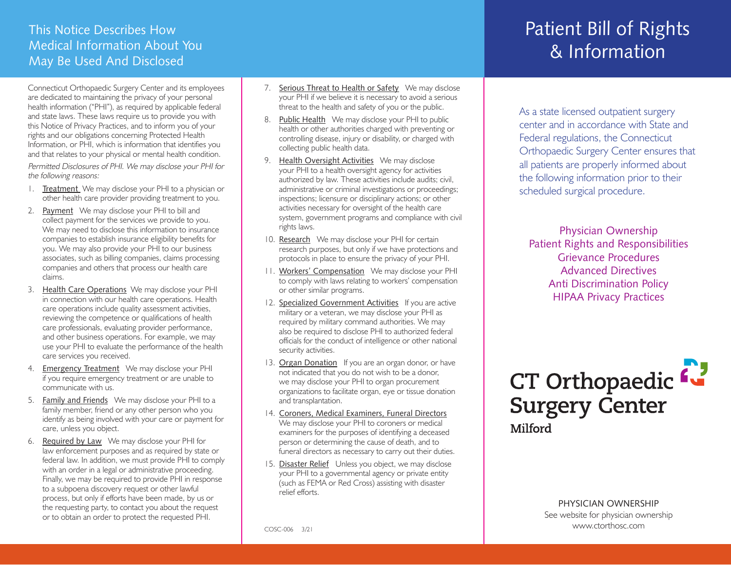## This Notice Describes How Medical Information About You May Be Used And Disclosed

Connecticut Orthopaedic Surgery Center and its employees are dedicated to maintaining the privacy of your personal health information ("PHI"), as required by applicable federal and state laws. These laws require us to provide you with this Notice of Privacy Practices, and to inform you of your rights and our obligations concerning Protected Health Information, or PHI, which is information that identifies you and that relates to your physical or mental health condition.

*Permitted Disclosures of PHI. We may disclose your PHI for the following reasons:*

1. Treatment We may disclose your PHI to a physician or other health care provider providing treatment to you.
2. Payment We may disclose your PHI to bill and collect payment for the services we provide to you. We may need to disclose this information to insurance companies to establish insurance eligibility benefits for you. We may also provide your PHI to our business associates, such as billing companies, claims processing companies and others that process our health care claims.
3. Health Care Operations We may disclose your PHI in connection with our health care operations. Health care operations include quality assessment activities, reviewing the competence or qualifications of health care professionals, evaluating provider performance, and other business operations. For example, we may use your PHI to evaluate the performance of the health care services you received.
4. Emergency Treatment We may disclose your PHI if you require emergency treatment or are unable to communicate with us.
5. Family and Friends We may disclose your PHI to a family member, friend or any other person who you identify as being involved with your care or payment for care, unless you object.
6. Required by Law We may disclose your PHI for law enforcement purposes and as required by state or federal law. In addition, we must provide PHI to comply with an order in a legal or administrative proceeding. Finally, we may be required to provide PHI in response to a subpoena discovery request or other lawful process, but only if efforts have been made, by us or the requesting party, to contact you about the request or to obtain an order to protect the requested PHI.
7. Serious Threat to Health or Safety We may disclose your PHI if we believe it is necessary to avoid a serious threat to the health and safety of you or the public.
8. Public Health We may disclose your PHI to public health or other authorities charged with preventing or controlling disease, injury or disability, or charged with collecting public health data.
9. Health Oversight Activities We may disclose your PHI to a health oversight agency for activities authorized by law. These activities include audits; civil, administrative or criminal investigations or proceedings; inspections; licensure or disciplinary actions; or other activities necessary for oversight of the health care system, government programs and compliance with civil rights laws.
10. Research We may disclose your PHI for certain research purposes, but only if we have protections and protocols in place to ensure the privacy of your PHI.
11. Workers' Compensation We may disclose your PHI to comply with laws relating to workers' compensation or other similar programs.
12. Specialized Government Activities If you are active military or a veteran, we may disclose your PHI as required by military command authorities. We may also be required to disclose PHI to authorized federal officials for the conduct of intelligence or other national security activities.
13. Organ Donation If you are an organ donor, or have not indicated that you do not wish to be a donor, we may disclose your PHI to organ procurement organizations to facilitate organ, eye or tissue donation and transplantation.
14. Coroners, Medical Examiners, Funeral Directors We may disclose your PHI to coroners or medical examiners for the purposes of identifying a deceased person or determining the cause of death, and to funeral directors as necessary to carry out their duties.
15. Disaster Relief Unless you object, we may disclose your PHI to a governmental agency or private entity (such as FEMA or Red Cross) assisting with disaster relief efforts.

COSC-006 3/21

# Patient Bill of Rights & Information

As a state licensed outpatient surgery center and in accordance with State and Federal regulations, the Connecticut Orthopaedic Surgery Center ensures that all patients are properly informed about the following information prior to their scheduled surgical procedure.

Physician Ownership
Patient Rights and Responsibilities
Grievance Procedures
Advanced Directives
Anti Discrimination Policy
HIPAA Privacy Practices

**CT Orthopaedic Surgery Center**
**Milford**

PHYSICIAN OWNERSHIP
See website for physician ownership
www.ctorthosc.com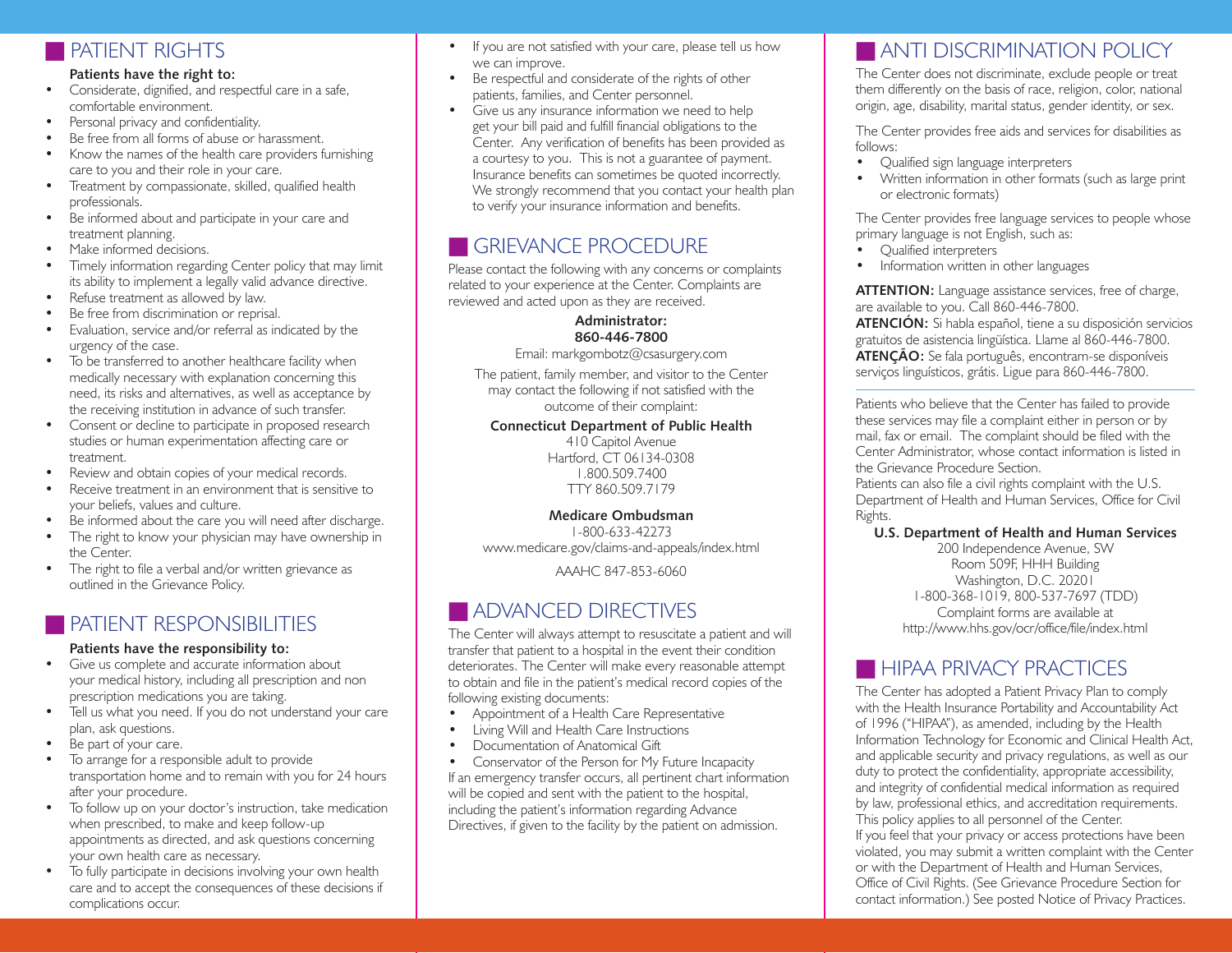## PATIENT RIGHTS

**Patients have the right to:**

- Considerate, dignified, and respectful care in a safe, comfortable environment.
- Personal privacy and confidentiality.
- Be free from all forms of abuse or harassment.
- Know the names of the health care providers furnishing care to you and their role in your care.
- Treatment by compassionate, skilled, qualified health professionals.
- Be informed about and participate in your care and treatment planning.
- Make informed decisions.
- Timely information regarding Center policy that may limit its ability to implement a legally valid advance directive.
- Refuse treatment as allowed by law.
- Be free from discrimination or reprisal.
- Evaluation, service and/or referral as indicated by the urgency of the case.
- To be transferred to another healthcare facility when medically necessary with explanation concerning this need, its risks and alternatives, as well as acceptance by the receiving institution in advance of such transfer.
- Consent or decline to participate in proposed research studies or human experimentation affecting care or treatment.
- Review and obtain copies of your medical records.
- Receive treatment in an environment that is sensitive to your beliefs, values and culture.
- Be informed about the care you will need after discharge.
- The right to know your physician may have ownership in the Center.
- The right to file a verbal and/or written grievance as outlined in the Grievance Policy.

## PATIENT RESPONSIBILITIES

**Patients have the responsibility to:**

- Give us complete and accurate information about your medical history, including all prescription and non prescription medications you are taking.
- Tell us what you need. If you do not understand your care plan, ask questions.
- Be part of your care.
- To arrange for a responsible adult to provide transportation home and to remain with you for 24 hours after your procedure.
- To follow up on your doctor's instruction, take medication when prescribed, to make and keep follow-up appointments as directed, and ask questions concerning your own health care as necessary.
- To fully participate in decisions involving your own health care and to accept the consequences of these decisions if complications occur.
- If you are not satisfied with your care, please tell us how we can improve.
- Be respectful and considerate of the rights of other patients, families, and Center personnel.
- Give us any insurance information we need to help get your bill paid and fulfill financial obligations to the Center. Any verification of benefits has been provided as a courtesy to you. This is not a guarantee of payment. Insurance benefits can sometimes be quoted incorrectly. We strongly recommend that you contact your health plan to verify your insurance information and benefits.

## GRIEVANCE PROCEDURE

Please contact the following with any concerns or complaints related to your experience at the Center. Complaints are reviewed and acted upon as they are received.

**Administrator:**
**860-446-7800**
Email: markgombotz@csasurgery.com

The patient, family member, and visitor to the Center may contact the following if not satisfied with the outcome of their complaint:

**Connecticut Department of Public Health**
410 Capitol Avenue
Hartford, CT 06134-0308
1.800.509.7400
TTY 860.509.7179

**Medicare Ombudsman**
1-800-633-42273
www.medicare.gov/claims-and-appeals/index.html

AAAHC 847-853-6060

## ADVANCED DIRECTIVES

The Center will always attempt to resuscitate a patient and will transfer that patient to a hospital in the event their condition deteriorates. The Center will make every reasonable attempt to obtain and file in the patient's medical record copies of the following existing documents:

- Appointment of a Health Care Representative
- Living Will and Health Care Instructions
- Documentation of Anatomical Gift
- Conservator of the Person for My Future Incapacity

If an emergency transfer occurs, all pertinent chart information will be copied and sent with the patient to the hospital, including the patient's information regarding Advance Directives, if given to the facility by the patient on admission.

## ANTI DISCRIMINATION POLICY

The Center does not discriminate, exclude people or treat them differently on the basis of race, religion, color, national origin, age, disability, marital status, gender identity, or sex.

The Center provides free aids and services for disabilities as follows:

- Qualified sign language interpreters
- Written information in other formats (such as large print or electronic formats)

The Center provides free language services to people whose primary language is not English, such as:

- Qualified interpreters
- Information written in other languages

**ATTENTION:** Language assistance services, free of charge, are available to you. Call 860-446-7800.
**ATENCIÓN:** Si habla español, tiene a su disposición servicios gratuitos de asistencia lingüística. Llame al 860-446-7800.
**ATENÇÃO:** Se fala português, encontram-se disponíveis serviços linguísticos, grátis. Ligue para 860-446-7800.

Patients who believe that the Center has failed to provide these services may file a complaint either in person or by mail, fax or email. The complaint should be filed with the Center Administrator, whose contact information is listed in the Grievance Procedure Section.
Patients can also file a civil rights complaint with the U.S. Department of Health and Human Services, Office for Civil Rights.

**U.S. Department of Health and Human Services**
200 Independence Avenue, SW
Room 509F, HHH Building
Washington, D.C. 20201
1-800-368-1019, 800-537-7697 (TDD)
Complaint forms are available at
http://www.hhs.gov/ocr/office/file/index.html

## HIPAA PRIVACY PRACTICES

The Center has adopted a Patient Privacy Plan to comply with the Health Insurance Portability and Accountability Act of 1996 ("HIPAA"), as amended, including by the Health Information Technology for Economic and Clinical Health Act, and applicable security and privacy regulations, as well as our duty to protect the confidentiality, appropriate accessibility, and integrity of confidential medical information as required by law, professional ethics, and accreditation requirements. This policy applies to all personnel of the Center.
If you feel that your privacy or access protections have been violated, you may submit a written complaint with the Center or with the Department of Health and Human Services, Office of Civil Rights. (See Grievance Procedure Section for contact information.) See posted Notice of Privacy Practices.